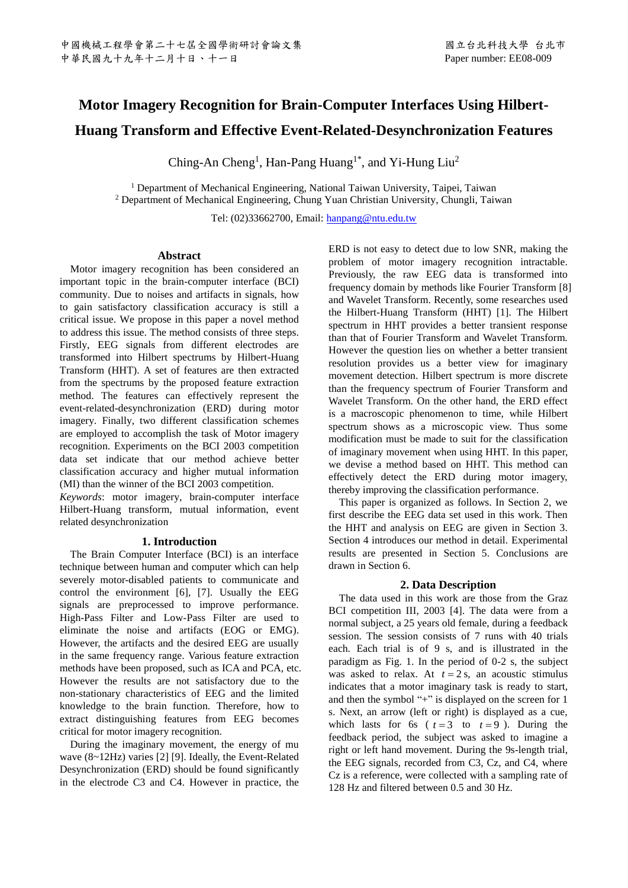# Motor Imagery Recognition for Brain-Computer Interfaces Using Hilbert-Huang Transform and Effective Event-Related-Desynchronization Features

Ching-An Cheng[1], Han-Pang Huang[1*], and Yi-Hung Liu[2]

[1] Department of Mechanical Engineering, National Taiwan University, Taipei, Taiwan
[2] Department of Mechanical Engineering, Chung Yuan Christian University, Chungli, Taiwan

Tel: (02)33662700, Email: hanpang@ntu.edu.tw

## Abstract

Motor imagery recognition has been considered an important topic in the brain-computer interface (BCI) community. Due to noises and artifacts in signals, how to gain satisfactory classification accuracy is still a critical issue. We propose in this paper a novel method to address this issue. The method consists of three steps. Firstly, EEG signals from different electrodes are transformed into Hilbert spectrums by Hilbert-Huang Transform (HHT). A set of features are then extracted from the spectrums by the proposed feature extraction method. The features can effectively represent the event-related-desynchronization (ERD) during motor imagery. Finally, two different classification schemes are employed to accomplish the task of Motor imagery recognition. Experiments on the BCI 2003 competition data set indicate that our method achieve better classification accuracy and higher mutual information (MI) than the winner of the BCI 2003 competition.

*Keywords*: motor imagery, brain-computer interface Hilbert-Huang transform, mutual information, event related desynchronization

## 1. Introduction

The Brain Computer Interface (BCI) is an interface technique between human and computer which can help severely motor-disabled patients to communicate and control the environment [6], [7]. Usually the EEG signals are preprocessed to improve performance. High-Pass Filter and Low-Pass Filter are used to eliminate the noise and artifacts (EOG or EMG). However, the artifacts and the desired EEG are usually in the same frequency range. Various feature extraction methods have been proposed, such as ICA and PCA, etc. However the results are not satisfactory due to the non-stationary characteristics of EEG and the limited knowledge to the brain function. Therefore, how to extract distinguishing features from EEG becomes critical for motor imagery recognition.

During the imaginary movement, the energy of mu wave (8~12Hz) varies [2] [9]. Ideally, the Event-Related Desynchronization (ERD) should be found significantly in the electrode C3 and C4. However in practice, the ERD is not easy to detect due to low SNR, making the problem of motor imagery recognition intractable. Previously, the raw EEG data is transformed into frequency domain by methods like Fourier Transform [8] and Wavelet Transform. Recently, some researches used the Hilbert-Huang Transform (HHT) [1]. The Hilbert spectrum in HHT provides a better transient response than that of Fourier Transform and Wavelet Transform. However the question lies on whether a better transient resolution provides us a better view for imaginary movement detection. Hilbert spectrum is more discrete than the frequency spectrum of Fourier Transform and Wavelet Transform. On the other hand, the ERD effect is a macroscopic phenomenon to time, while Hilbert spectrum shows as a microscopic view. Thus some modification must be made to suit for the classification of imaginary movement when using HHT. In this paper, we devise a method based on HHT. This method can effectively detect the ERD during motor imagery, thereby improving the classification performance.

This paper is organized as follows. In Section 2, we first describe the EEG data set used in this work. Then the HHT and analysis on EEG are given in Section 3. Section 4 introduces our method in detail. Experimental results are presented in Section 5. Conclusions are drawn in Section 6.

## 2. Data Description

The data used in this work are those from the Graz BCI competition III, 2003 [4]. The data were from a normal subject, a 25 years old female, during a feedback session. The session consists of 7 runs with 40 trials each. Each trial is of 9 s, and is illustrated in the paradigm as Fig. 1. In the period of 0-2 s, the subject was asked to relax. At $t = 2$ s, an acoustic stimulus indicates that a motor imaginary task is ready to start, and then the symbol "+" is displayed on the screen for 1 s. Next, an arrow (left or right) is displayed as a cue, which lasts for 6s ( $t = 3$ to $t = 9$ ). During the feedback period, the subject was asked to imagine a right or left hand movement. During the 9s-length trial, the EEG signals, recorded from C3, Cz, and C4, where Cz is a reference, were collected with a sampling rate of 128 Hz and filtered between 0.5 and 30 Hz.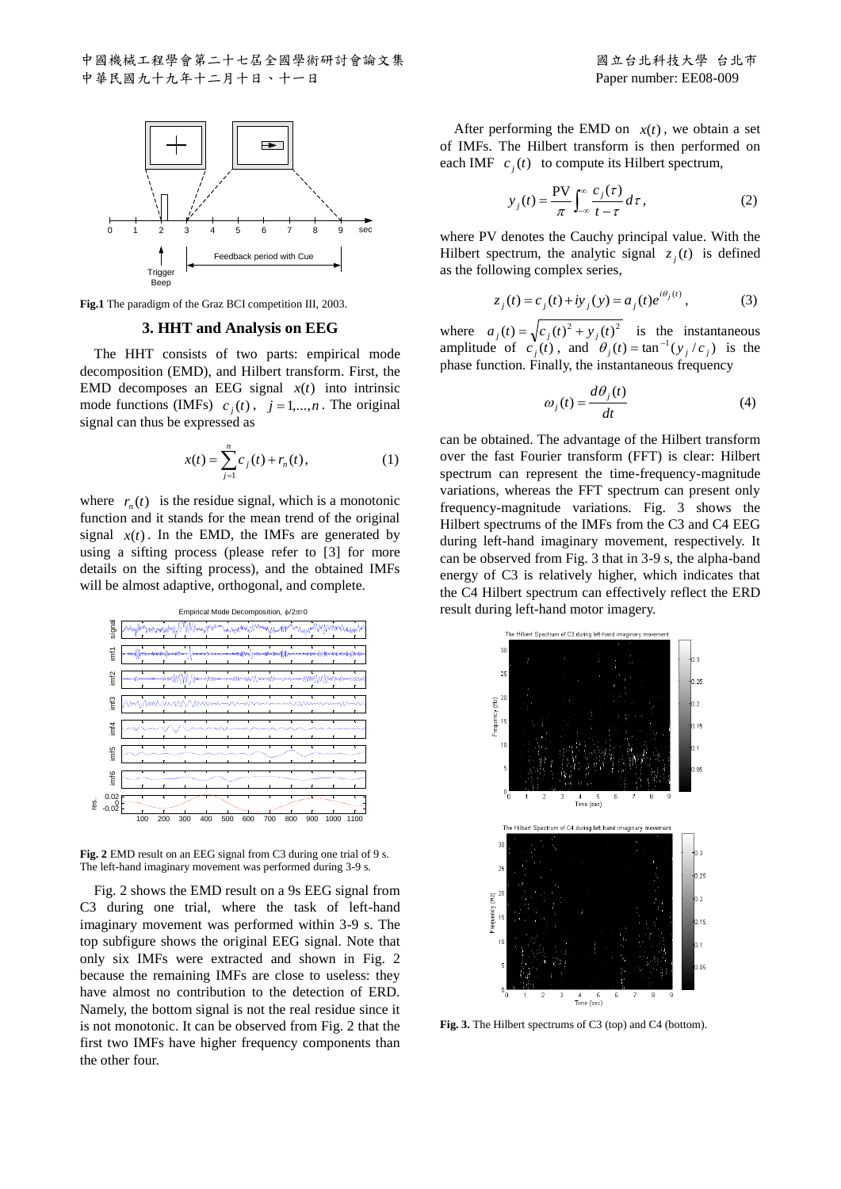Fig.1 The paradigm of the Graz BCI competition III, 2003.

### 3. HHT and Analysis on EEG

The HHT consists of two parts: empirical mode decomposition (EMD), and Hilbert transform. First, the EMD decomposes an EEG signal $x(t)$ into intrinsic mode functions (IMFs) $c_j(t)$, $j = 1,...,n$. The original signal can thus be expressed as

$$x(t) = \sum_{j=1}^{n} c_j(t) + r_n(t), \tag{1}$$

where $r_n(t)$ is the residue signal, which is a monotonic function and it stands for the mean trend of the original signal $x(t)$. In the EMD, the IMFs are generated by using a sifting process (please refer to [3] for more details on the sifting process), and the obtained IMFs will be almost adaptive, orthogonal, and complete.

Fig. 2 EMD result on an EEG signal from C3 during one trial of 9 s. The left-hand imaginary movement was performed during 3-9 s.

Fig. 2 shows the EMD result on a 9s EEG signal from C3 during one trial, where the task of left-hand imaginary movement was performed within 3-9 s. The top subfigure shows the original EEG signal. Note that only six IMFs were extracted and shown in Fig. 2 because the remaining IMFs are close to useless: they have almost no contribution to the detection of ERD. Namely, the bottom signal is not the real residue since it is not monotonic. It can be observed from Fig. 2 that the first two IMFs have higher frequency components than the other four.

After performing the EMD on $x(t)$, we obtain a set of IMFs. The Hilbert transform is then performed on each IMF $c_j(t)$ to compute its Hilbert spectrum,

$$y_j(t) = \frac{\text{PV}}{\pi} \int_{-\infty}^{\infty} \frac{c_j(\tau)}{t - \tau} d\tau, \tag{2}$$

where PV denotes the Cauchy principal value. With the Hilbert spectrum, the analytic signal $z_j(t)$ is defined as the following complex series,

$$z_j(t) = c_j(t) + iy_j(y) = a_j(t)e^{i\theta_j(t)}, \tag{3}$$

where $a_j(t) = \sqrt{c_j(t)^2 + y_j(t)^2}$ is the instantaneous amplitude of $c_j(t)$, and $\theta_j(t) = \tan^{-1}(y_j / c_j)$ is the phase function. Finally, the instantaneous frequency

$$\omega_j(t) = \frac{d\theta_j(t)}{dt} \tag{4}$$

can be obtained. The advantage of the Hilbert transform over the fast Fourier transform (FFT) is clear: Hilbert spectrum can represent the time-frequency-magnitude variations, whereas the FFT spectrum can present only frequency-magnitude variations. Fig. 3 shows the Hilbert spectrums of the IMFs from the C3 and C4 EEG during left-hand imaginary movement, respectively. It can be observed from Fig. 3 that in 3-9 s, the alpha-band energy of C3 is relatively higher, which indicates that the C4 Hilbert spectrum can effectively reflect the ERD result during left-hand motor imagery.

**Fig. 3.** The Hilbert spectrums of C3 (top) and C4 (bottom).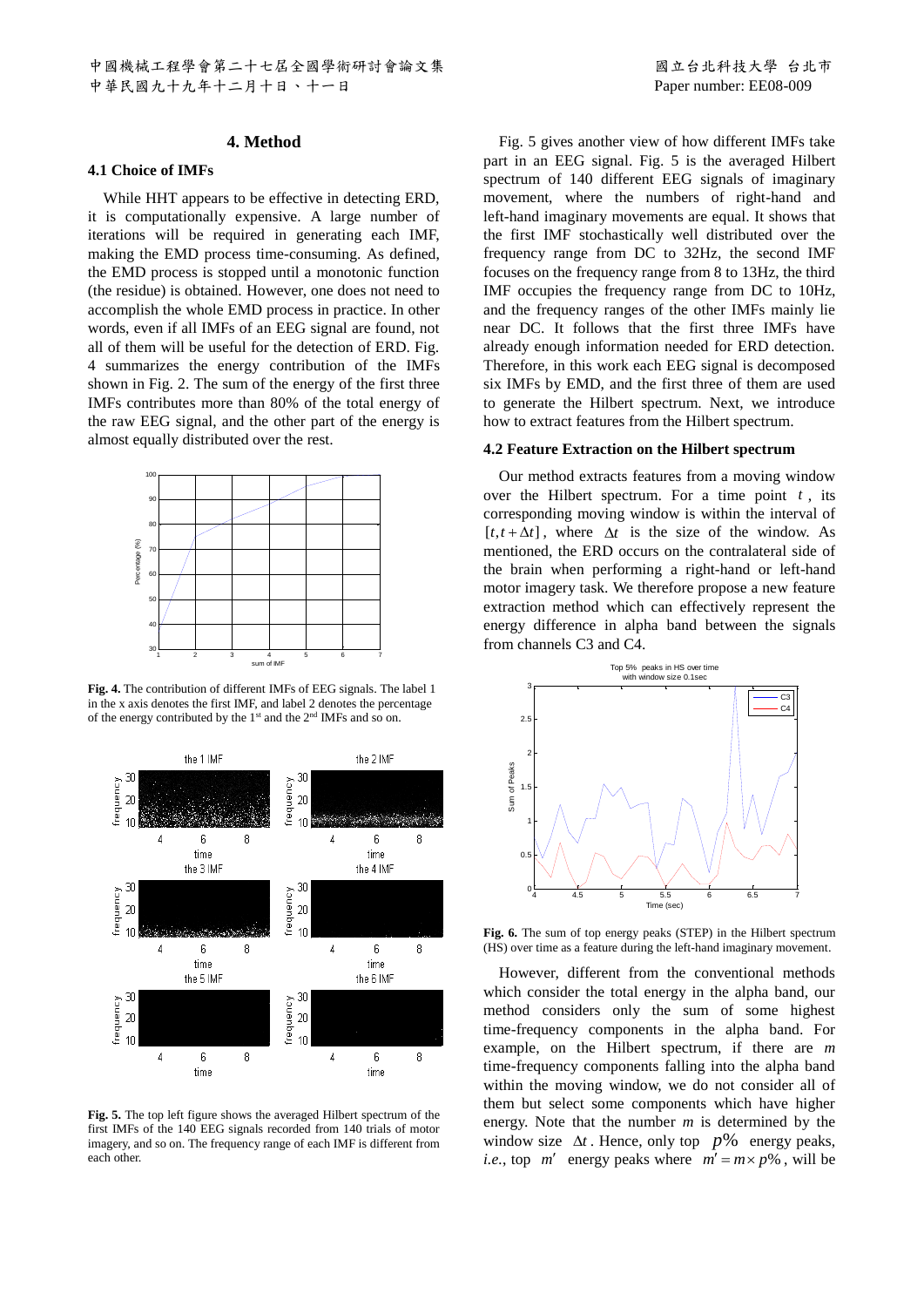## 4. Method

### 4.1 Choice of IMFs

While HHT appears to be effective in detecting ERD, it is computationally expensive. A large number of iterations will be required in generating each IMF, making the EMD process time-consuming. As defined, the EMD process is stopped until a monotonic function (the residue) is obtained. However, one does not need to accomplish the whole EMD process in practice. In other words, even if all IMFs of an EEG signal are found, not all of them will be useful for the detection of ERD. Fig. 4 summarizes the energy contribution of the IMFs shown in Fig. 2. The sum of the energy of the first three IMFs contributes more than 80% of the total energy of the raw EEG signal, and the other part of the energy is almost equally distributed over the rest.

**Fig. 4.** The contribution of different IMFs of EEG signals. The label 1 in the x axis denotes the first IMF, and label 2 denotes the percentage of the energy contributed by the 1st and the 2nd IMFs and so on.

**Fig. 5.** The top left figure shows the averaged Hilbert spectrum of the first IMFs of the 140 EEG signals recorded from 140 trials of motor imagery, and so on. The frequency range of each IMF is different from each other.

Fig. 5 gives another view of how different IMFs take part in an EEG signal. Fig. 5 is the averaged Hilbert spectrum of 140 different EEG signals of imaginary movement, where the numbers of right-hand and left-hand imaginary movements are equal. It shows that the first IMF stochastically well distributed over the frequency range from DC to 32Hz, the second IMF focuses on the frequency range from 8 to 13Hz, the third IMF occupies the frequency range from DC to 10Hz, and the frequency ranges of the other IMFs mainly lie near DC. It follows that the first three IMFs have already enough information needed for ERD detection. Therefore, in this work each EEG signal is decomposed six IMFs by EMD, and the first three of them are used to generate the Hilbert spectrum. Next, we introduce how to extract features from the Hilbert spectrum.

### 4.2 Feature Extraction on the Hilbert spectrum

Our method extracts features from a moving window over the Hilbert spectrum. For a time point $t$, its corresponding moving window is within the interval of $[t, t+\Delta t]$, where $\Delta t$ is the size of the window. As mentioned, the ERD occurs on the contralateral side of the brain when performing a right-hand or left-hand motor imagery task. We therefore propose a new feature extraction method which can effectively represent the energy difference in alpha band between the signals from channels C3 and C4.

**Fig. 6.** The sum of top energy peaks (STEP) in the Hilbert spectrum (HS) over time as a feature during the left-hand imaginary movement.

However, different from the conventional methods which consider the total energy in the alpha band, our method considers only the sum of some highest time-frequency components in the alpha band. For example, on the Hilbert spectrum, if there are $m$ time-frequency components falling into the alpha band within the moving window, we do not consider all of them but select some components which have higher energy. Note that the number $m$ is determined by the window size $\Delta t$. Hence, only top $p\%$ energy peaks, *i.e.*, top $m'$ energy peaks where $m' = m \times p\%$, will be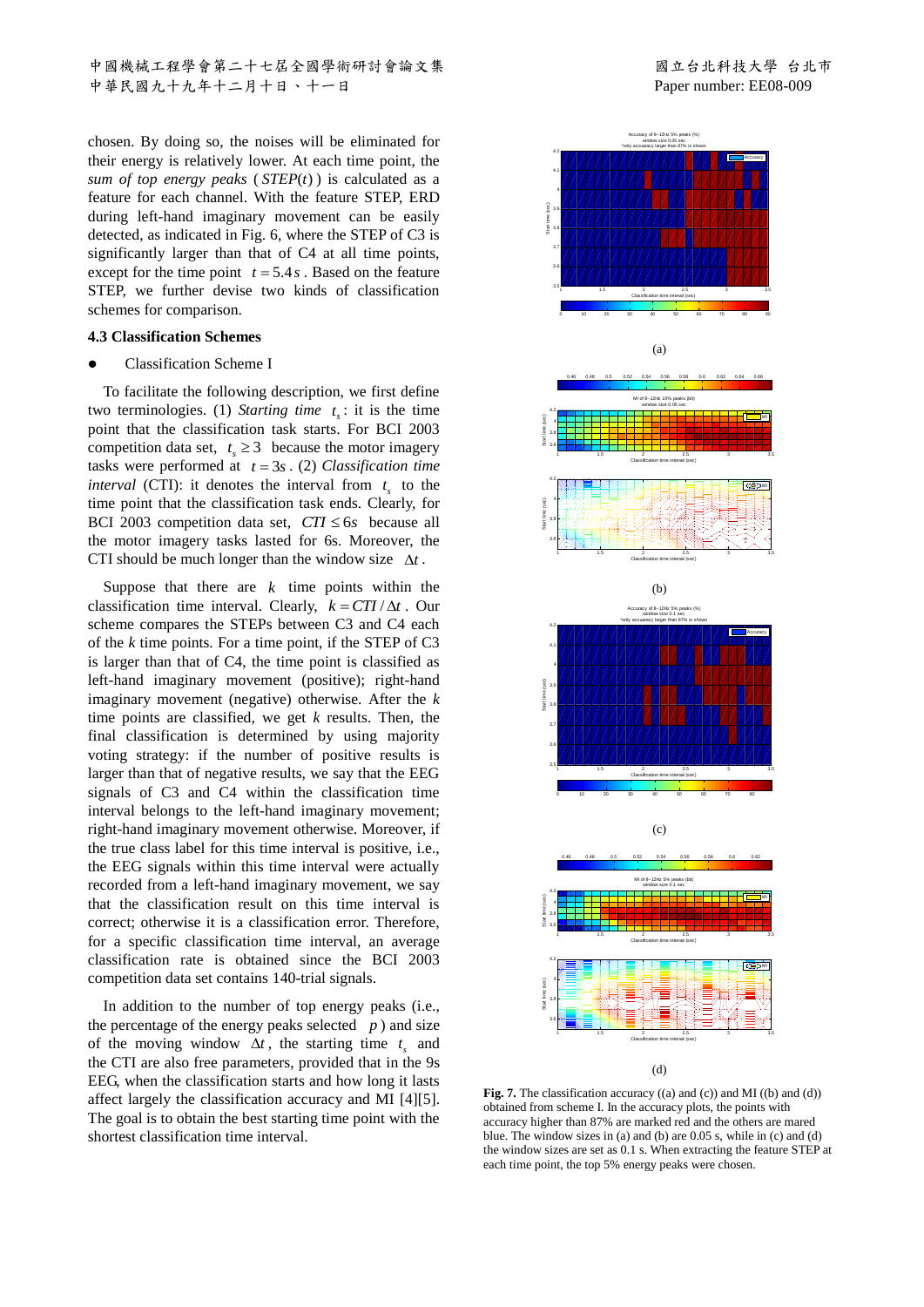chosen. By doing so, the noises will be eliminated for their energy is relatively lower. At each time point, the *sum of top energy peaks* ( $STEP(t)$ ) is calculated as a feature for each channel. With the feature STEP, ERD during left-hand imaginary movement can be easily detected, as indicated in Fig. 6, where the STEP of C3 is significantly larger than that of C4 at all time points, except for the time point $t = 5.4s$ . Based on the feature STEP, we further devise two kinds of classification schemes for comparison.

### 4.3 Classification Schemes

- Classification Scheme I

To facilitate the following description, we first define two terminologies. (1) *Starting time* $t_s$ : it is the time point that the classification task starts. For BCI 2003 competition data set, $t_s \geq 3$ because the motor imagery tasks were performed at $t = 3s$ . (2) *Classification time interval* (CTI): it denotes the interval from $t_s$ to the time point that the classification task ends. Clearly, for BCI 2003 competition data set, $CTI \leq 6s$ because all the motor imagery tasks lasted for 6s. Moreover, the CTI should be much longer than the window size $\Delta t$ .

Suppose that there are $k$ time points within the classification time interval. Clearly, $k = CTI / \Delta t$ . Our scheme compares the STEPs between C3 and C4 each of the *k* time points. For a time point, if the STEP of C3 is larger than that of C4, the time point is classified as left-hand imaginary movement (positive); right-hand imaginary movement (negative) otherwise. After the *k* time points are classified, we get *k* results. Then, the final classification is determined by using majority voting strategy: if the number of positive results is larger than that of negative results, we say that the EEG signals of C3 and C4 within the classification time interval belongs to the left-hand imaginary movement; right-hand imaginary movement otherwise. Moreover, if the true class label for this time interval is positive, i.e., the EEG signals within this time interval were actually recorded from a left-hand imaginary movement, we say that the classification result on this time interval is correct; otherwise it is a classification error. Therefore, for a specific classification time interval, an average classification rate is obtained since the BCI 2003 competition data set contains 140-trial signals.

In addition to the number of top energy peaks (i.e., the percentage of the energy peaks selected $p$ ) and size of the moving window $\Delta t$, the starting time $t_s$ and the CTI are also free parameters, provided that in the 9s EEG, when the classification starts and how long it lasts affect largely the classification accuracy and MI [4][5]. The goal is to obtain the best starting time point with the shortest classification time interval.

(a)

(b)

(c)

(d)

**Fig. 7.** The classification accuracy ((a) and (c)) and MI ((b) and (d)) obtained from scheme I. In the accuracy plots, the points with accuracy higher than 87% are marked red and the others are mared blue. The window sizes in (a) and (b) are 0.05 s, while in (c) and (d) the window sizes are set as 0.1 s. When extracting the feature STEP at each time point, the top 5% energy peaks were chosen.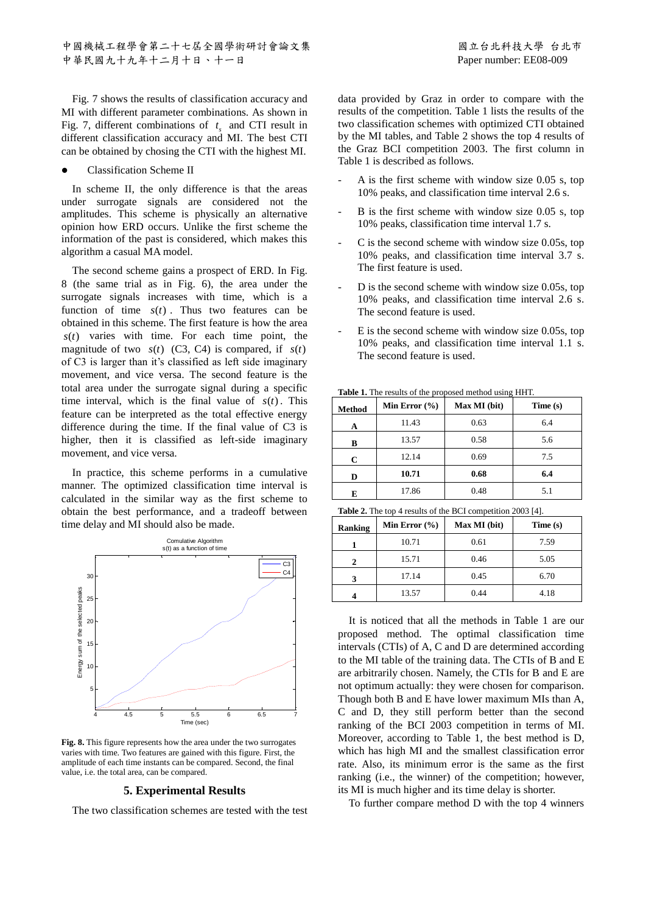Fig. 7 shows the results of classification accuracy and MI with different parameter combinations. As shown in Fig. 7, different combinations of $t_s$ and CTI result in different classification accuracy and MI. The best CTI can be obtained by chosing the CTI with the highest MI.

- Classification Scheme II

In scheme II, the only difference is that the areas under surrogate signals are considered not the amplitudes. This scheme is physically an alternative opinion how ERD occurs. Unlike the first scheme the information of the past is considered, which makes this algorithm a casual MA model.

The second scheme gains a prospect of ERD. In Fig. 8 (the same trial as in Fig. 6), the area under the surrogate signals increases with time, which is a function of time $s(t)$. Thus two features can be obtained in this scheme. The first feature is how the area $s(t)$ varies with time. For each time point, the magnitude of two $s(t)$ (C3, C4) is compared, if $s(t)$ of C3 is larger than it's classified as left side imaginary movement, and vice versa. The second feature is the total area under the surrogate signal during a specific time interval, which is the final value of $s(t)$. This feature can be interpreted as the total effective energy difference during the time. If the final value of C3 is higher, then it is classified as left-side imaginary movement, and vice versa.

In practice, this scheme performs in a cumulative manner. The optimized classification time interval is calculated in the similar way as the first scheme to obtain the best performance, and a tradeoff between time delay and MI should also be made.

**Fig. 8.** This figure represents how the area under the two surrogates varies with time. Two features are gained with this figure. First, the amplitude of each time instants can be compared. Second, the final value, i.e. the total area, can be compared.

## 5. Experimental Results

The two classification schemes are tested with the test data provided by Graz in order to compare with the results of the competition. Table 1 lists the results of the two classification schemes with optimized CTI obtained by the MI tables, and Table 2 shows the top 4 results of the Graz BCI competition 2003. The first column in Table 1 is described as follows.

- A is the first scheme with window size 0.05 s, top 10% peaks, and classification time interval 2.6 s.
- B is the first scheme with window size 0.05 s, top 10% peaks, classification time interval 1.7 s.
- C is the second scheme with window size 0.05s, top 10% peaks, and classification time interval 3.7 s. The first feature is used.
- D is the second scheme with window size 0.05s, top 10% peaks, and classification time interval 2.6 s. The second feature is used.
- E is the second scheme with window size 0.05s, top 10% peaks, and classification time interval 1.1 s. The second feature is used.

**Table 1.** The results of the proposed method using HHT.

| Method | Min Error (%) | Max MI (bit) | Time (s) |
|---|---|---|---|
| **A** | 11.43 | 0.63 | 6.4 |
| **B** | 13.57 | 0.58 | 5.6 |
| **C** | 12.14 | 0.69 | 7.5 |
| **D** | **10.71** | **0.68** | **6.4** |
| **E** | 17.86 | 0.48 | 5.1 |

**Table 2.** The top 4 results of the BCI competition 2003 [4].

| Ranking | Min Error (%) | Max MI (bit) | Time (s) |
|---|---|---|---|
| **1** | 10.71 | 0.61 | 7.59 |
| **2** | 15.71 | 0.46 | 5.05 |
| **3** | 17.14 | 0.45 | 6.70 |
| **4** | 13.57 | 0.44 | 4.18 |

It is noticed that all the methods in Table 1 are our proposed method. The optimal classification time intervals (CTIs) of A, C and D are determined according to the MI table of the training data. The CTIs of B and E are arbitrarily chosen. Namely, the CTIs for B and E are not optimum actually: they were chosen for comparison. Though both B and E have lower maximum MIs than A, C and D, they still perform better than the second ranking of the BCI 2003 competition in terms of MI. Moreover, according to Table 1, the best method is D, which has high MI and the smallest classification error rate. Also, its minimum error is the same as the first ranking (i.e., the winner) of the competition; however, its MI is much higher and its time delay is shorter.

To further compare method D with the top 4 winners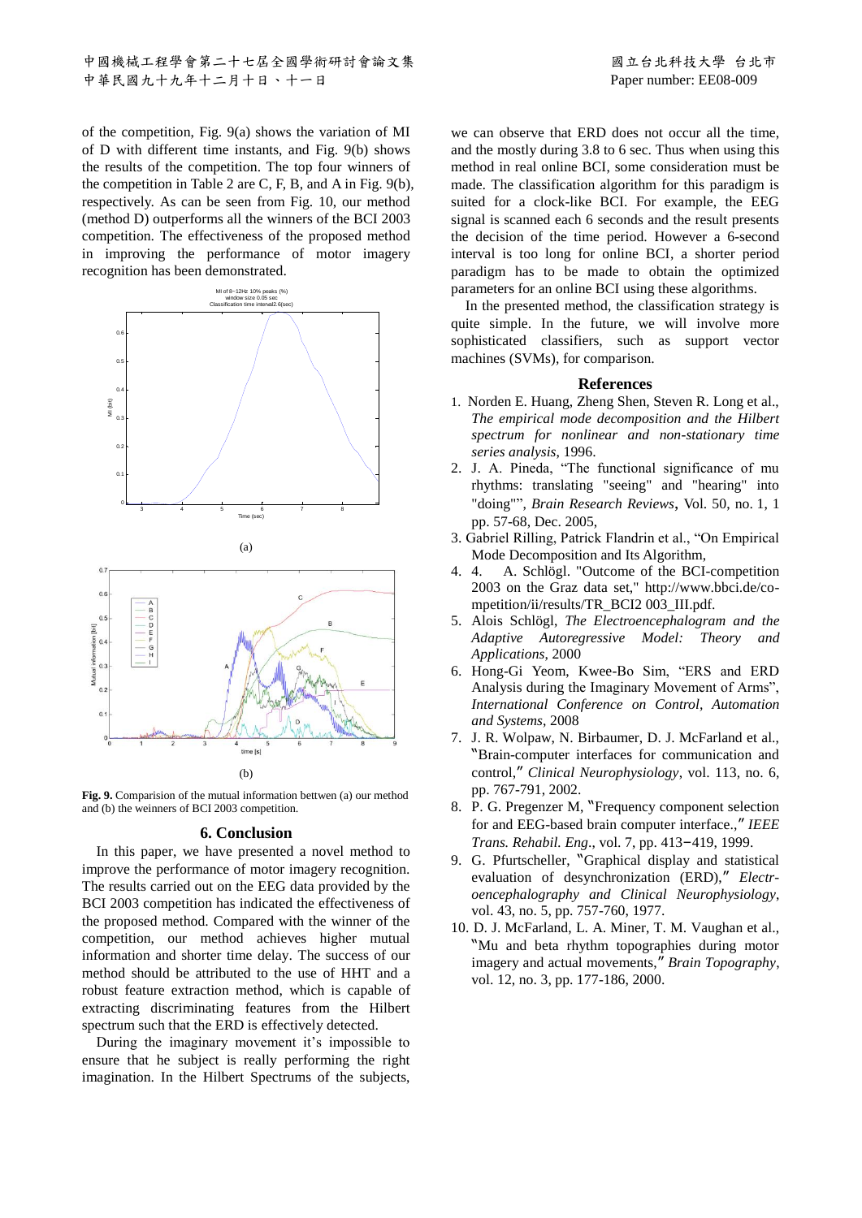of the competition, Fig. 9(a) shows the variation of MI of D with different time instants, and Fig. 9(b) shows the results of the competition. The top four winners of the competition in Table 2 are C, F, B, and A in Fig. 9(b), respectively. As can be seen from Fig. 10, our method (method D) outperforms all the winners of the BCI 2003 competition. The effectiveness of the proposed method in improving the performance of motor imagery recognition has been demonstrated.

MI of 8~12Hz 10% peaks (%)
window size 0.05 sec
Classification time interval2.6(sec)

MI (bit)

Time (sec)

(a)

Mutual information [bit]

time [s]

(b)

**Fig. 9.** Comparision of the mutual information bettwen (a) our method and (b) the weinners of BCI 2003 competition.

## 6. Conclusion

In this paper, we have presented a novel method to improve the performance of motor imagery recognition. The results carried out on the EEG data provided by the BCI 2003 competition has indicated the effectiveness of the proposed method. Compared with the winner of the competition, our method achieves higher mutual information and shorter time delay. The success of our method should be attributed to the use of HHT and a robust feature extraction method, which is capable of extracting discriminating features from the Hilbert spectrum such that the ERD is effectively detected.

During the imaginary movement it's impossible to ensure that he subject is really performing the right imagination. In the Hilbert Spectrums of the subjects, we can observe that ERD does not occur all the time, and the mostly during 3.8 to 6 sec. Thus when using this method in real online BCI, some consideration must be made. The classification algorithm for this paradigm is suited for a clock-like BCI. For example, the EEG signal is scanned each 6 seconds and the result presents the decision of the time period. However a 6-second interval is too long for online BCI, a shorter period paradigm has to be made to obtain the optimized parameters for an online BCI using these algorithms.

In the presented method, the classification strategy is quite simple. In the future, we will involve more sophisticated classifiers, such as support vector machines (SVMs), for comparison.

## References

1. Norden E. Huang, Zheng Shen, Steven R. Long et al., *The empirical mode decomposition and the Hilbert spectrum for nonlinear and non-stationary time series analysis*, 1996.
2. J. A. Pineda, "The functional significance of mu rhythms: translating "seeing" and "hearing" into "doing"", *Brain Research Reviews*, Vol. 50, no. 1, 1 pp. 57-68, Dec. 2005,
3. Gabriel Rilling, Patrick Flandrin et al., "On Empirical Mode Decomposition and Its Algorithm,
4. 4. A. Schlögl. "Outcome of the BCI-competition 2003 on the Graz data set," http://www.bbci.de/competition/ii/results/TR_BCI2 003_III.pdf.
5. Alois Schlögl, *The Electroencephalogram and the Adaptive Autoregressive Model: Theory and Applications*, 2000
6. Hong-Gi Yeom, Kwee-Bo Sim, "ERS and ERD Analysis during the Imaginary Movement of Arms", *International Conference on Control, Automation and Systems*, 2008
7. J. R. Wolpaw, N. Birbaumer, D. J. McFarland et al., "Brain-computer interfaces for communication and control," *Clinical Neurophysiology*, vol. 113, no. 6, pp. 767-791, 2002.
8. P. G. Pregenzer M, "Frequency component selection for and EEG-based brain computer interface.," *IEEE Trans. Rehabil. Eng*., vol. 7, pp. 413–419, 1999.
9. G. Pfurtscheller, "Graphical display and statistical evaluation of desynchronization (ERD)," *Electroencephalography and Clinical Neurophysiology*, vol. 43, no. 5, pp. 757-760, 1977.
10. D. J. McFarland, L. A. Miner, T. M. Vaughan et al., "Mu and beta rhythm topographies during motor imagery and actual movements," *Brain Topography*, vol. 12, no. 3, pp. 177-186, 2000.